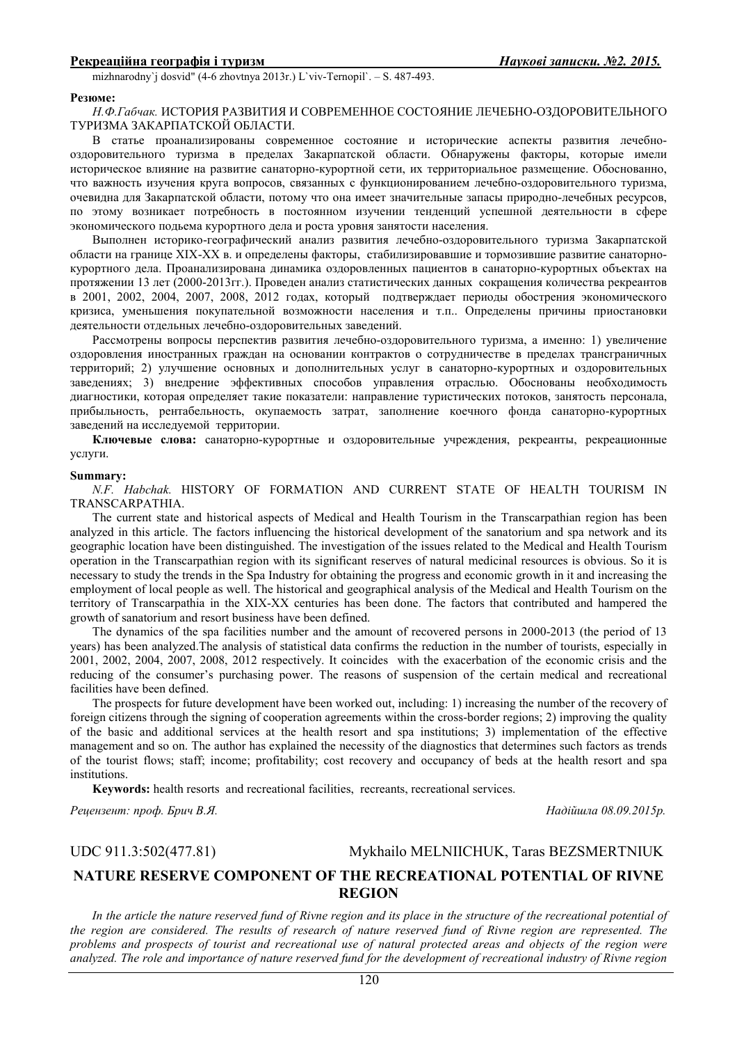mizhnarodny`j dosvid" (4-6 zhovtnya 2013r.) L`viv-Ternopil`. – S. 487-493.

**Резюме:**

*Н.Ф.Габчак.* ИСТОРИЯ РАЗВИТИЯ И СОВРЕМЕННОЕ СОСТОЯНИЕ ЛЕЧЕБНО-ОЗДОРОВИТЕЛЬНОГО ТУРИЗМА ЗАКАРПАТСКОЙ ОБЛАСТИ.

В статье проанализированы современное состояние и исторические аспекты развития лечебно-оздоровительного туризма в пределах Закарпатской области. Обнаружены факторы, которые имели историческое влияние на развитие санаторно-курортной сети, их территориальное размещение. Обоснованно, что важность изучения круга вопросов, связанных с функционированием лечебно-оздоровительного туризма, очевидна для Закарпатской области, потому что она имеет значительные запасы природно-лечебных ресурсов, по этому возникает потребность в постоянном изучении тенденций успешной деятельности в сфере экономического подьема курортного дела и роста уровня занятости населения.

Выполнен историко-географический анализ развития лечебно-оздоровительного туризма Закарпатской области на границе XIX-XX в. и определены факторы, стабилизировавшие и тормозившие развитие санаторно-курортного дела. Проанализирована динамика оздоровленных пациентов в санаторно-курортных объектах на протяжении 13 лет (2000-2013гг.). Проведен анализ статистических данных сокращения количества рекреантов в 2001, 2002, 2004, 2007, 2008, 2012 годах, который подтверждает периоды обострения экономического кризиса, уменьшения покупательной возможности населения и т.п.. Определены причины приостановки деятельности отдельных лечебно-оздоровительных заведений.

Рассмотрены вопросы перспектив развития лечебно-оздоровительного туризма, а именно: 1) увеличение оздоровления иностранных граждан на основании контрактов о сотрудничестве в пределах трансграничных территорий; 2) улучшение основных и дополнительных услуг в санаторно-курортных и оздоровительных заведениях; 3) внедрение эффективных способов управления отраслью. Обоснованы необходимость диагностики, которая определяет такие показатели: направление туристических потоков, занятость персонала, прибыльность, рентабельность, окупаемость затрат, заполнение коечного фонда санаторно-курортных заведений на исследуемой территории.

**Ключевые слова:** санаторно-курортные и оздоровительные учреждения, рекреанты, рекреационные услуги.

**Summary:**

*N.F. Habchak.* HISTORY OF FORMATION AND CURRENT STATE OF HEALTH TOURISM IN TRANSCARPATHIA.

The current state and historical aspects of Medical and Health Tourism in the Transcarpathian region has been analyzed in this article. The factors influencing the historical development of the sanatorium and spa network and its geographic location have been distinguished. The investigation of the issues related to the Medical and Health Tourism operation in the Transcarpathian region with its significant reserves of natural medicinal resources is obvious. So it is necessary to study the trends in the Spa Industry for obtaining the progress and economic growth in it and increasing the employment of local people as well. The historical and geographical analysis of the Medical and Health Tourism on the territory of Transcarpathia in the XIX-XX centuries has been done. The factors that contributed and hampered the growth of sanatorium and resort business have been defined.

The dynamics of the spa facilities number and the amount of recovered persons in 2000-2013 (the period of 13 years) has been analyzed.The analysis of statistical data confirms the reduction in the number of tourists, especially in 2001, 2002, 2004, 2007, 2008, 2012 respectively. It coincides with the exacerbation of the economic crisis and the reducing of the consumer's purchasing power. The reasons of suspension of the certain medical and recreational facilities have been defined.

The prospects for future development have been worked out, including: 1) increasing the number of the recovery of foreign citizens through the signing of cooperation agreements within the cross-border regions; 2) improving the quality of the basic and additional services at the health resort and spa institutions; 3) implementation of the effective management and so on. The author has explained the necessity of the diagnostics that determines such factors as trends of the tourist flows; staff; income; profitability; cost recovery and occupancy of beds at the health resort and spa institutions.

**Keywords:** health resorts and recreational facilities, recreants, recreational services.

*Рецензент: проф. Брич В.Я.* *Надійшла 08.09.2015р.*

UDC 911.3:502(477.81) Mykhailo MELNIICHUK, Taras BEZSMERTNIUK

# NATURE RESERVE COMPONENT OF THE RECREATIONAL POTENTIAL OF RIVNE REGION

*In the article the nature reserved fund of Rivne region and its place in the structure of the recreational potential of the region are considered. The results of research of nature reserved fund of Rivne region are represented. The problems and prospects of tourist and recreational use of natural protected areas and objects of the region were analyzed. The role and importance of nature reserved fund for the development of recreational industry of Rivne region*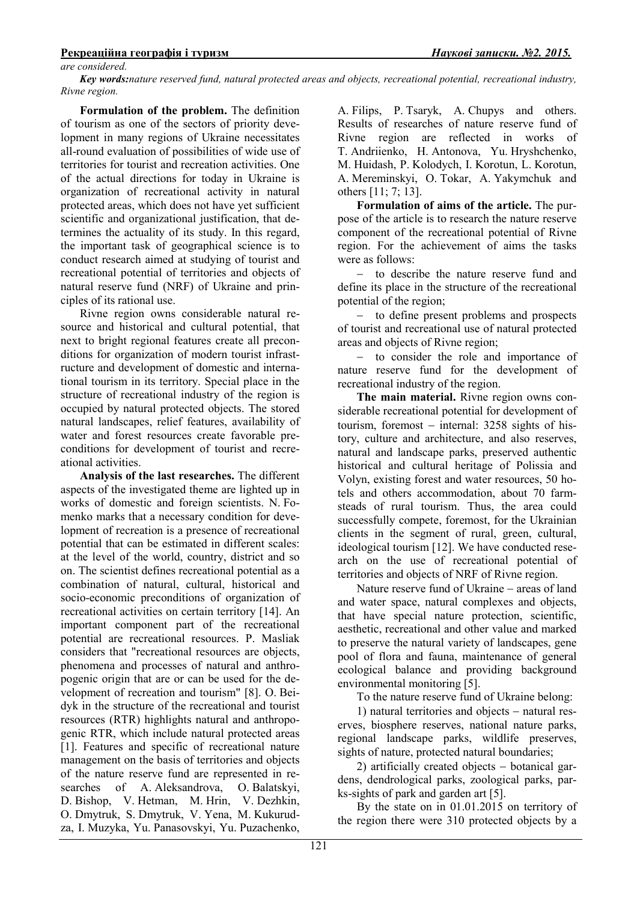are considered.

***Key words:****nature reserved fund, natural protected areas and objects, recreational potential, recreational industry, Rivne region.*

**Formulation of the problem.** The definition of tourism as one of the sectors of priority development in many regions of Ukraine necessitates all-round evaluation of possibilities of wide use of territories for tourist and recreation activities. One of the actual directions for today in Ukraine is organization of recreational activity in natural protected areas, which does not have yet sufficient scientific and organizational justification, that determines the actuality of its study. In this regard, the important task of geographical science is to conduct research aimed at studying of tourist and recreational potential of territories and objects of natural reserve fund (NRF) of Ukraine and principles of its rational use.

Rivne region owns considerable natural resource and historical and cultural potential, that next to bright regional features create all preconditions for organization of modern tourist infrastructure and development of domestic and international tourism in its territory. Special place in the structure of recreational industry of the region is occupied by natural protected objects. The stored natural landscapes, relief features, availability of water and forest resources create favorable preconditions for development of tourist and recreational activities.

**Analysis of the last researches.** The different aspects of the investigated theme are lighted up in works of domestic and foreign scientists. N. Fomenko marks that a necessary condition for development of recreation is a presence of recreational potential that can be estimated in different scales: at the level of the world, country, district and so on. The scientist defines recreational potential as a combination of natural, cultural, historical and socio-economic preconditions of organization of recreational activities on certain territory [14]. An important component part of the recreational potential are recreational resources. P. Masliak considers that "recreational resources are objects, phenomena and processes of natural and anthropogenic origin that are or can be used for the development of recreation and tourism" [8]. O. Beidyk in the structure of the recreational and tourist resources (RTR) highlights natural and anthropogenic RTR, which include natural protected areas [1]. Features and specific of recreational nature management on the basis of territories and objects of the nature reserve fund are represented in researches of A. Aleksandrova, O. Balatskyi, D. Bishop, V. Hetman, M. Hrin, V. Dezhkin, O. Dmytruk, S. Dmytruk, V. Yena, M. Kukurudza, I. Muzyka, Yu. Panasovskyi, Yu. Puzachenko, A. Filips, P. Tsaryk, A. Chupys and others. Results of researches of nature reserve fund of Rivne region are reflected in works of T. Andriienko, H. Antonova, Yu. Hryshchenko, M. Huidash, P. Kolodych, I. Korotun, L. Korotun, A. Mereminskyi, O. Tokar, A. Yakymchuk and others [11; 7; 13].

**Formulation of aims of the article.** The purpose of the article is to research the nature reserve component of the recreational potential of Rivne region. For the achievement of aims the tasks were as follows:

– to describe the nature reserve fund and define its place in the structure of the recreational potential of the region;

– to define present problems and prospects of tourist and recreational use of natural protected areas and objects of Rivne region;

– to consider the role and importance of nature reserve fund for the development of recreational industry of the region.

**The main material.** Rivne region owns considerable recreational potential for development of tourism, foremost – internal: 3258 sights of history, culture and architecture, and also reserves, natural and landscape parks, preserved authentic historical and cultural heritage of Polissia and Volyn, existing forest and water resources, 50 hotels and others accommodation, about 70 farmsteads of rural tourism. Thus, the area could successfully compete, foremost, for the Ukrainian clients in the segment of rural, green, cultural, ideological tourism [12]. We have conducted research on the use of recreational potential of territories and objects of NRF of Rivne region.

Nature reserve fund of Ukraine – areas of land and water space, natural complexes and objects, that have special nature protection, scientific, aesthetic, recreational and other value and marked to preserve the natural variety of landscapes, gene pool of flora and fauna, maintenance of general ecological balance and providing background environmental monitoring [5].

To the nature reserve fund of Ukraine belong:

1) natural territories and objects – natural reserves, biosphere reserves, national nature parks, regional landscape parks, wildlife preserves, sights of nature, protected natural boundaries;

2) artificially created objects – botanical gardens, dendrological parks, zoological parks, parks-sights of park and garden art [5].

By the state on in 01.01.2015 on territory of the region there were 310 protected objects by a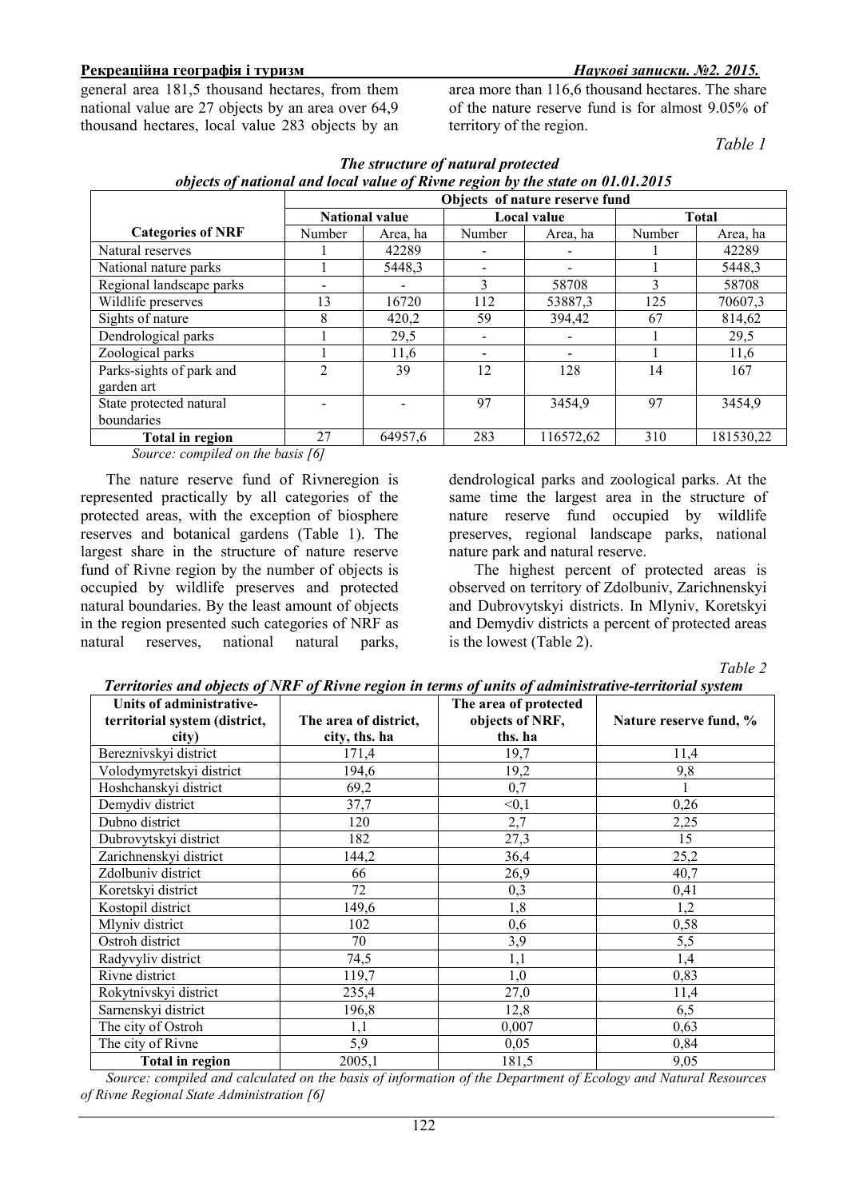general area 181,5 thousand hectares, from them national value are 27 objects by an area over 64,9 thousand hectares, local value 283 objects by an area more than 116,6 thousand hectares. The share of the nature reserve fund is for almost 9.05% of territory of the region.

*Table 1*

***The structure of natural protected objects of national and local value of Rivne region by the state on 01.01.2015***

| Categories of NRF | Objects of nature reserve fund | | | | | |
|---|---|---|---|---|---|---|
| | National value | | Local value | | Total | |
| | Number | Area, ha | Number | Area, ha | Number | Area, ha |
| Natural reserves | 1 | 42289 | - | - | 1 | 42289 |
| National nature parks | 1 | 5448,3 | - | - | 1 | 5448,3 |
| Regional landscape parks | - | - | 3 | 58708 | 3 | 58708 |
| Wildlife preserves | 13 | 16720 | 112 | 53887,3 | 125 | 70607,3 |
| Sights of nature | 8 | 420,2 | 59 | 394,42 | 67 | 814,62 |
| Dendrological parks | 1 | 29,5 | - | - | 1 | 29,5 |
| Zoological parks | 1 | 11,6 | - | - | 1 | 11,6 |
| Parks-sights of park and garden art | 2 | 39 | 12 | 128 | 14 | 167 |
| State protected natural boundaries | - | - | 97 | 3454,9 | 97 | 3454,9 |
| **Total in region** | 27 | 64957,6 | 283 | 116572,62 | 310 | 181530,22 |

*Source: compiled on the basis [6]*

The nature reserve fund of Rivneregion is represented practically by all categories of the protected areas, with the exception of biosphere reserves and botanical gardens (Table 1). The largest share in the structure of nature reserve fund of Rivne region by the number of objects is occupied by wildlife preserves and protected natural boundaries. By the least amount of objects in the region presented such categories of NRF as natural reserves, national natural parks, dendrological parks and zoological parks. At the same time the largest area in the structure of nature reserve fund occupied by wildlife preserves, regional landscape parks, national nature park and natural reserve.

The highest percent of protected areas is observed on territory of Zdolbuniv, Zarichnenskyi and Dubrovytskyi districts. In Mlyniv, Koretskyi and Demydiv districts a percent of protected areas is the lowest (Table 2).

*Table 2*

***Territories and objects of NRF of Rivne region in terms of units of administrative-territorial system***

| Units of administrative-territorial system (district, city) | The area of district, city, ths. ha | The area of protected objects of NRF, ths. ha | Nature reserve fund, % |
|---|---|---|---|
| Bereznivskyi district | 171,4 | 19,7 | 11,4 |
| Volodymyretskyi district | 194,6 | 19,2 | 9,8 |
| Hoshchanskyi district | 69,2 | 0,7 | 1 |
| Demydiv district | 37,7 | <0,1 | 0,26 |
| Dubno district | 120 | 2,7 | 2,25 |
| Dubrovytskyi district | 182 | 27,3 | 15 |
| Zarichnenskyi district | 144,2 | 36,4 | 25,2 |
| Zdolbuniv district | 66 | 26,9 | 40,7 |
| Koretskyi district | 72 | 0,3 | 0,41 |
| Kostopil district | 149,6 | 1,8 | 1,2 |
| Mlyniv district | 102 | 0,6 | 0,58 |
| Ostroh district | 70 | 3,9 | 5,5 |
| Radyvyliv district | 74,5 | 1,1 | 1,4 |
| Rivne district | 119,7 | 1,0 | 0,83 |
| Rokytnivskyi district | 235,4 | 27,0 | 11,4 |
| Sarnenskyi district | 196,8 | 12,8 | 6,5 |
| The city of Ostroh | 1,1 | 0,007 | 0,63 |
| The city of Rivne | 5,9 | 0,05 | 0,84 |
| **Total in region** | 2005,1 | 181,5 | 9,05 |

*Source: compiled and calculated on the basis of information of the Department of Ecology and Natural Resources of Rivne Regional State Administration [6]*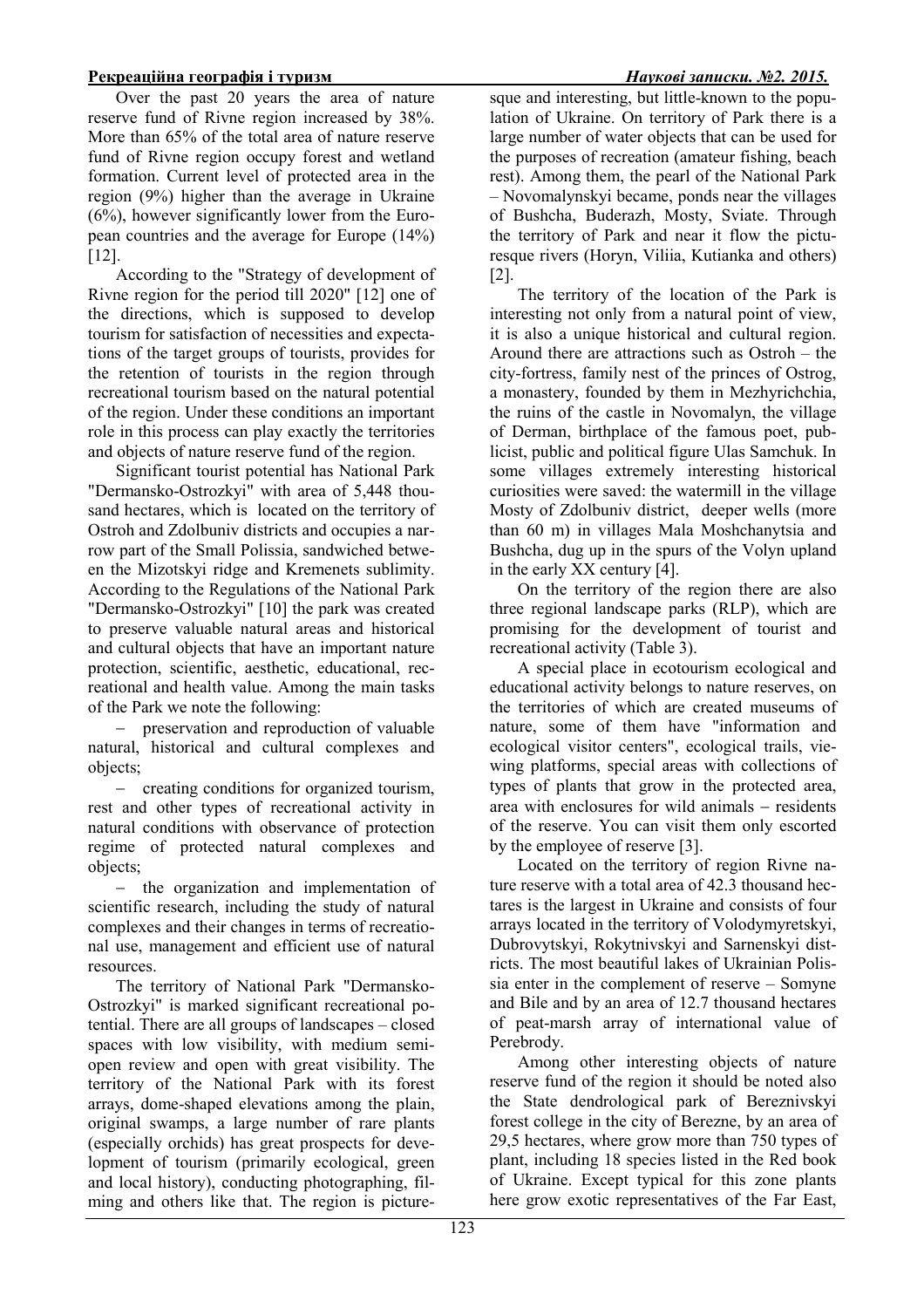Over the past 20 years the area of nature reserve fund of Rivne region increased by 38%. More than 65% of the total area of nature reserve fund of Rivne region occupy forest and wetland formation. Current level of protected area in the region (9%) higher than the average in Ukraine (6%), however significantly lower from the European countries and the average for Europe (14%) [12].

According to the "Strategy of development of Rivne region for the period till 2020" [12] one of the directions, which is supposed to develop tourism for satisfaction of necessities and expectations of the target groups of tourists, provides for the retention of tourists in the region through recreational tourism based on the natural potential of the region. Under these conditions an important role in this process can play exactly the territories and objects of nature reserve fund of the region.

Significant tourist potential has National Park "Dermansko-Ostrozkyi" with area of 5,448 thousand hectares, which is located on the territory of Ostroh and Zdolbuniv districts and occupies a narrow part of the Small Polissia, sandwiched between the Mizotskyi ridge and Kremenets sublimity. According to the Regulations of the National Park "Dermansko-Ostrozkyi" [10] the park was created to preserve valuable natural areas and historical and cultural objects that have an important nature protection, scientific, aesthetic, educational, recreational and health value. Among the main tasks of the Park we note the following:

- preservation and reproduction of valuable natural, historical and cultural complexes and objects;
- creating conditions for organized tourism, rest and other types of recreational activity in natural conditions with observance of protection regime of protected natural complexes and objects;
- the organization and implementation of scientific research, including the study of natural complexes and their changes in terms of recreational use, management and efficient use of natural resources.

The territory of National Park "Dermansko-Ostrozkyi" is marked significant recreational potential. There are all groups of landscapes – closed spaces with low visibility, with medium semi-open review and open with great visibility. The territory of the National Park with its forest arrays, dome-shaped elevations among the plain, original swamps, a large number of rare plants (especially orchids) has great prospects for development of tourism (primarily ecological, green and local history), conducting photographing, filming and others like that. The region is picturesque and interesting, but little-known to the population of Ukraine. On territory of Park there is a large number of water objects that can be used for the purposes of recreation (amateur fishing, beach rest). Among them, the pearl of the National Park – Novomalynskyi became, ponds near the villages of Bushcha, Buderazh, Mosty, Sviate. Through the territory of Park and near it flow the picturesque rivers (Horyn, Viliia, Kutianka and others) [2].

The territory of the location of the Park is interesting not only from a natural point of view, it is also a unique historical and cultural region. Around there are attractions such as Ostroh – the city-fortress, family nest of the princes of Ostrog, a monastery, founded by them in Mezhyrichchia, the ruins of the castle in Novomalyn, the village of Derman, birthplace of the famous poet, publicist, public and political figure Ulas Samchuk. In some villages extremely interesting historical curiosities were saved: the watermill in the village Mosty of Zdolbuniv district, deeper wells (more than 60 m) in villages Mala Moshchanytsia and Bushcha, dug up in the spurs of the Volyn upland in the early XX century [4].

On the territory of the region there are also three regional landscape parks (RLP), which are promising for the development of tourist and recreational activity (Table 3).

A special place in ecotourism ecological and educational activity belongs to nature reserves, on the territories of which are created museums of nature, some of them have "information and ecological visitor centers", ecological trails, viewing platforms, special areas with collections of types of plants that grow in the protected area, area with enclosures for wild animals – residents of the reserve. You can visit them only escorted by the employee of reserve [3].

Located on the territory of region Rivne nature reserve with a total area of 42.3 thousand hectares is the largest in Ukraine and consists of four arrays located in the territory of Volodymyretskyi, Dubrovytskyi, Rokytnivskyi and Sarnenskyi districts. The most beautiful lakes of Ukrainian Polissia enter in the complement of reserve – Somyne and Bile and by an area of 12.7 thousand hectares of peat-marsh array of international value of Perebrody.

Among other interesting objects of nature reserve fund of the region it should be noted also the State dendrological park of Bereznivskyi forest college in the city of Berezne, by an area of 29,5 hectares, where grow more than 750 types of plant, including 18 species listed in the Red book of Ukraine. Except typical for this zone plants here grow exotic representatives of the Far East,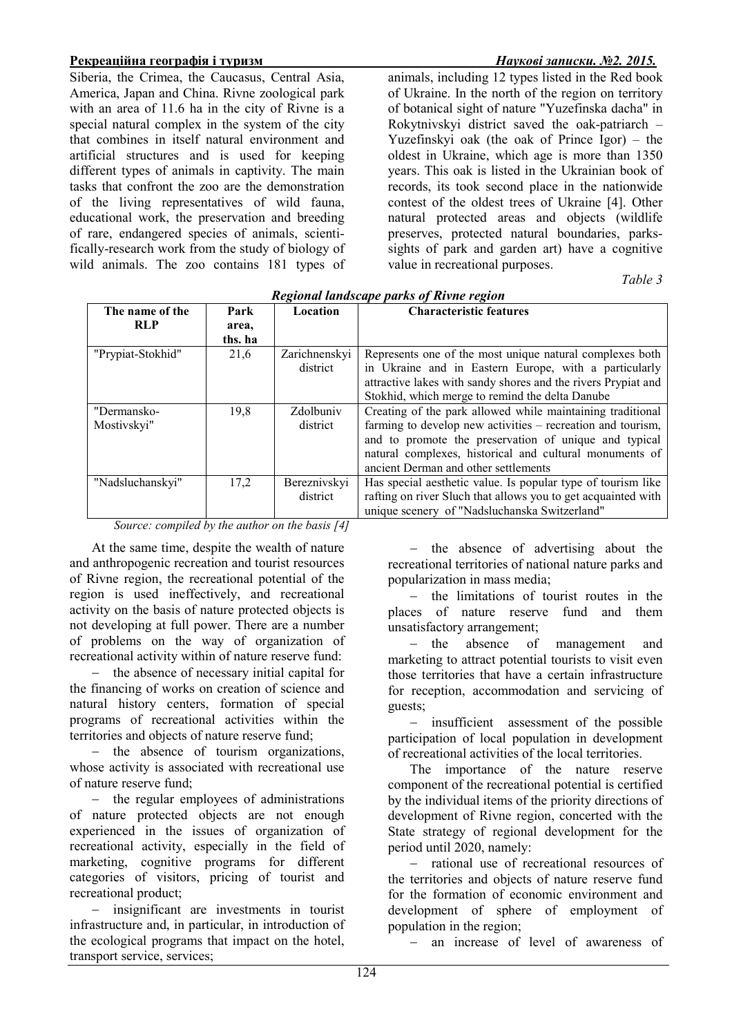Siberia, the Crimea, the Caucasus, Central Asia, America, Japan and China. Rivne zoological park with an area of 11.6 ha in the city of Rivne is a special natural complex in the system of the city that combines in itself natural environment and artificial structures and is used for keeping different types of animals in captivity. The main tasks that confront the zoo are the demonstration of the living representatives of wild fauna, educational work, the preservation and breeding of rare, endangered species of animals, scientifically-research work from the study of biology of wild animals. The zoo contains 181 types of animals, including 12 types listed in the Red book of Ukraine. In the north of the region on territory of botanical sight of nature "Yuzefinska dacha" in Rokytnivskyi district saved the oak-patriarch – Yuzefinskyi oak (the oak of Prince Igor) – the oldest in Ukraine, which age is more than 1350 years. This oak is listed in the Ukrainian book of records, its took second place in the nationwide contest of the oldest trees of Ukraine [4]. Other natural protected areas and objects (wildlife preserves, protected natural boundaries, parks-sights of park and garden art) have a cognitive value in recreational purposes.

*Table 3*

***Regional landscape parks of Rivne region***

| The name of the RLP | Park area, ths. ha | Location | Characteristic features |
|---|---|---|---|
| "Prypiat-Stokhid" | 21,6 | Zarichnenskyi district | Represents one of the most unique natural complexes both in Ukraine and in Eastern Europe, with a particularly attractive lakes with sandy shores and the rivers Prypiat and Stokhid, which merge to remind the delta Danube |
| "Dermansko-Mostivskyi" | 19,8 | Zdolbuniv district | Creating of the park allowed while maintaining traditional farming to develop new activities – recreation and tourism, and to promote the preservation of unique and typical natural complexes, historical and cultural monuments of ancient Derman and other settlements |
| "Nadsluchanskyi" | 17,2 | Bereznivskyi district | Has special aesthetic value. Is popular type of tourism like rafting on river Sluch that allows you to get acquainted with unique scenery of "Nadsluchanska Switzerland" |

*Source: compiled by the author on the basis [4]*

At the same time, despite the wealth of nature and anthropogenic recreation and tourist resources of Rivne region, the recreational potential of the region is used ineffectively, and recreational activity on the basis of nature protected objects is not developing at full power. There are a number of problems on the way of organization of recreational activity within of nature reserve fund:

- the absence of necessary initial capital for the financing of works on creation of science and natural history centers, formation of special programs of recreational activities within the territories and objects of nature reserve fund;
- the absence of tourism organizations, whose activity is associated with recreational use of nature reserve fund;
- the regular employees of administrations of nature protected objects are not enough experienced in the issues of organization of recreational activity, especially in the field of marketing, cognitive programs for different categories of visitors, pricing of tourist and recreational product;
- insignificant are investments in tourist infrastructure and, in particular, in introduction of the ecological programs that impact on the hotel, transport service, services;
- the absence of advertising about the recreational territories of national nature parks and popularization in mass media;
- the limitations of tourist routes in the places of nature reserve fund and them unsatisfactory arrangement;
- the absence of management and marketing to attract potential tourists to visit even those territories that have a certain infrastructure for reception, accommodation and servicing of guests;
- insufficient assessment of the possible participation of local population in development of recreational activities of the local territories.

The importance of the nature reserve component of the recreational potential is certified by the individual items of the priority directions of development of Rivne region, concerted with the State strategy of regional development for the period until 2020, namely:

- rational use of recreational resources of the territories and objects of nature reserve fund for the formation of economic environment and development of sphere of employment of population in the region;
- an increase of level of awareness of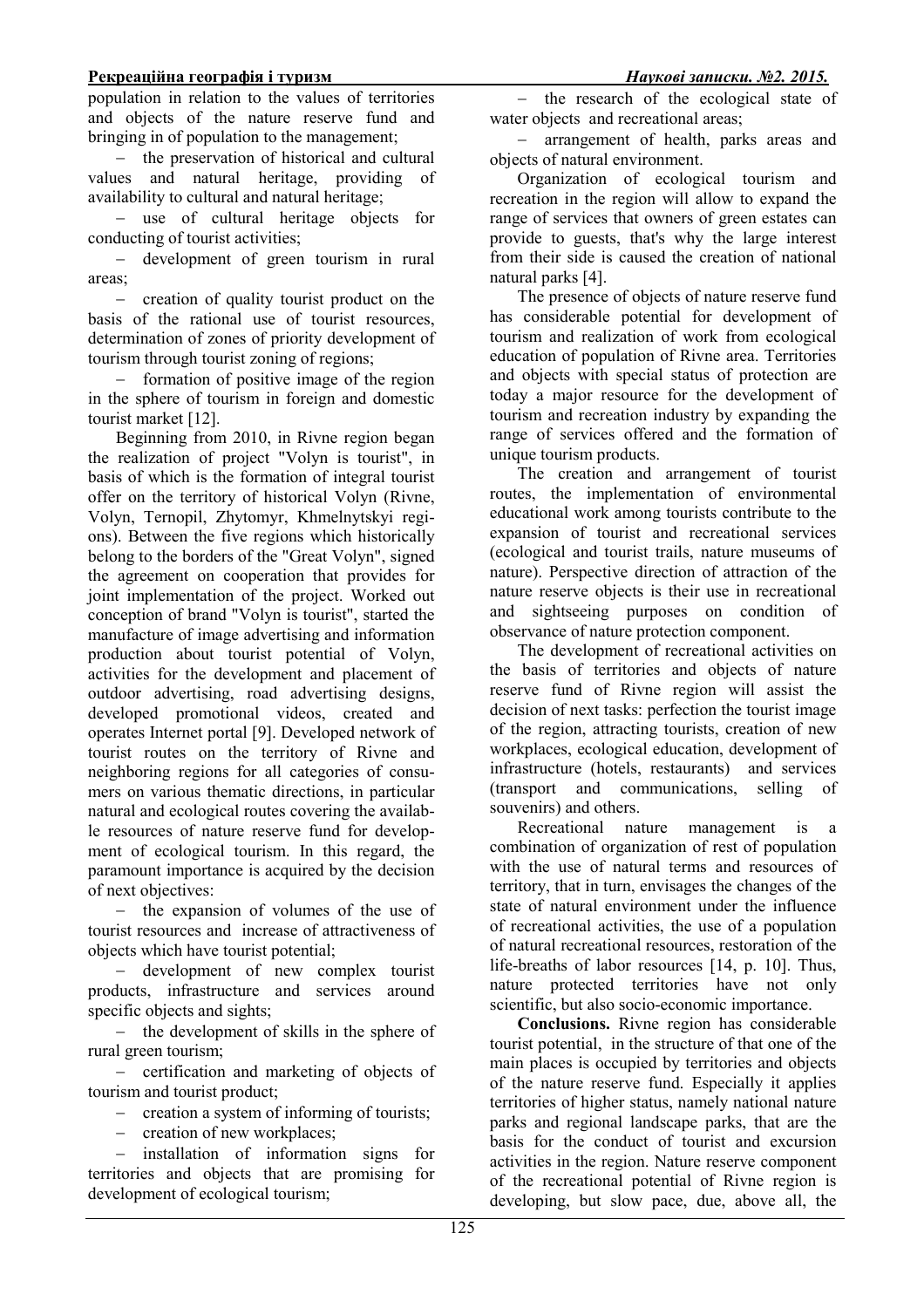population in relation to the values of territories and objects of the nature reserve fund and bringing in of population to the management;

- the preservation of historical and cultural values and natural heritage, providing of availability to cultural and natural heritage;
- use of cultural heritage objects for conducting of tourist activities;
- development of green tourism in rural areas;
- creation of quality tourist product on the basis of the rational use of tourist resources, determination of zones of priority development of tourism through tourist zoning of regions;
- formation of positive image of the region in the sphere of tourism in foreign and domestic tourist market [12].

Beginning from 2010, in Rivne region began the realization of project "Volyn is tourist", in basis of which is the formation of integral tourist offer on the territory of historical Volyn (Rivne, Volyn, Ternopil, Zhytomyr, Khmelnytskyi regions). Between the five regions which historically belong to the borders of the "Great Volyn", signed the agreement on cooperation that provides for joint implementation of the project. Worked out conception of brand "Volyn is tourist", started the manufacture of image advertising and information production about tourist potential of Volyn, activities for the development and placement of outdoor advertising, road advertising designs, developed promotional videos, created and operates Internet portal [9]. Developed network of tourist routes on the territory of Rivne and neighboring regions for all categories of consumers on various thematic directions, in particular natural and ecological routes covering the available resources of nature reserve fund for development of ecological tourism. In this regard, the paramount importance is acquired by the decision of next objectives:

- the expansion of volumes of the use of tourist resources and increase of attractiveness of objects which have tourist potential;
- development of new complex tourist products, infrastructure and services around specific objects and sights;
- the development of skills in the sphere of rural green tourism;
- certification and marketing of objects of tourism and tourist product;
- creation a system of informing of tourists;
- creation of new workplaces;
- installation of information signs for territories and objects that are promising for development of ecological tourism;
- the research of the ecological state of water objects and recreational areas;
- arrangement of health, parks areas and objects of natural environment.

Organization of ecological tourism and recreation in the region will allow to expand the range of services that owners of green estates can provide to guests, that's why the large interest from their side is caused the creation of national natural parks [4].

The presence of objects of nature reserve fund has considerable potential for development of tourism and realization of work from ecological education of population of Rivne area. Territories and objects with special status of protection are today a major resource for the development of tourism and recreation industry by expanding the range of services offered and the formation of unique tourism products.

The creation and arrangement of tourist routes, the implementation of environmental educational work among tourists contribute to the expansion of tourist and recreational services (ecological and tourist trails, nature museums of nature). Perspective direction of attraction of the nature reserve objects is their use in recreational and sightseeing purposes on condition of observance of nature protection component.

The development of recreational activities on the basis of territories and objects of nature reserve fund of Rivne region will assist the decision of next tasks: perfection the tourist image of the region, attracting tourists, creation of new workplaces, ecological education, development of infrastructure (hotels, restaurants) and services (transport and communications, selling of souvenirs) and others.

Recreational nature management is a combination of organization of rest of population with the use of natural terms and resources of territory, that in turn, envisages the changes of the state of natural environment under the influence of recreational activities, the use of a population of natural recreational resources, restoration of the life-breaths of labor resources [14, p. 10]. Thus, nature protected territories have not only scientific, but also socio-economic importance.

**Conclusions.** Rivne region has considerable tourist potential, in the structure of that one of the main places is occupied by territories and objects of the nature reserve fund. Especially it applies territories of higher status, namely national nature parks and regional landscape parks, that are the basis for the conduct of tourist and excursion activities in the region. Nature reserve component of the recreational potential of Rivne region is developing, but slow pace, due, above all, the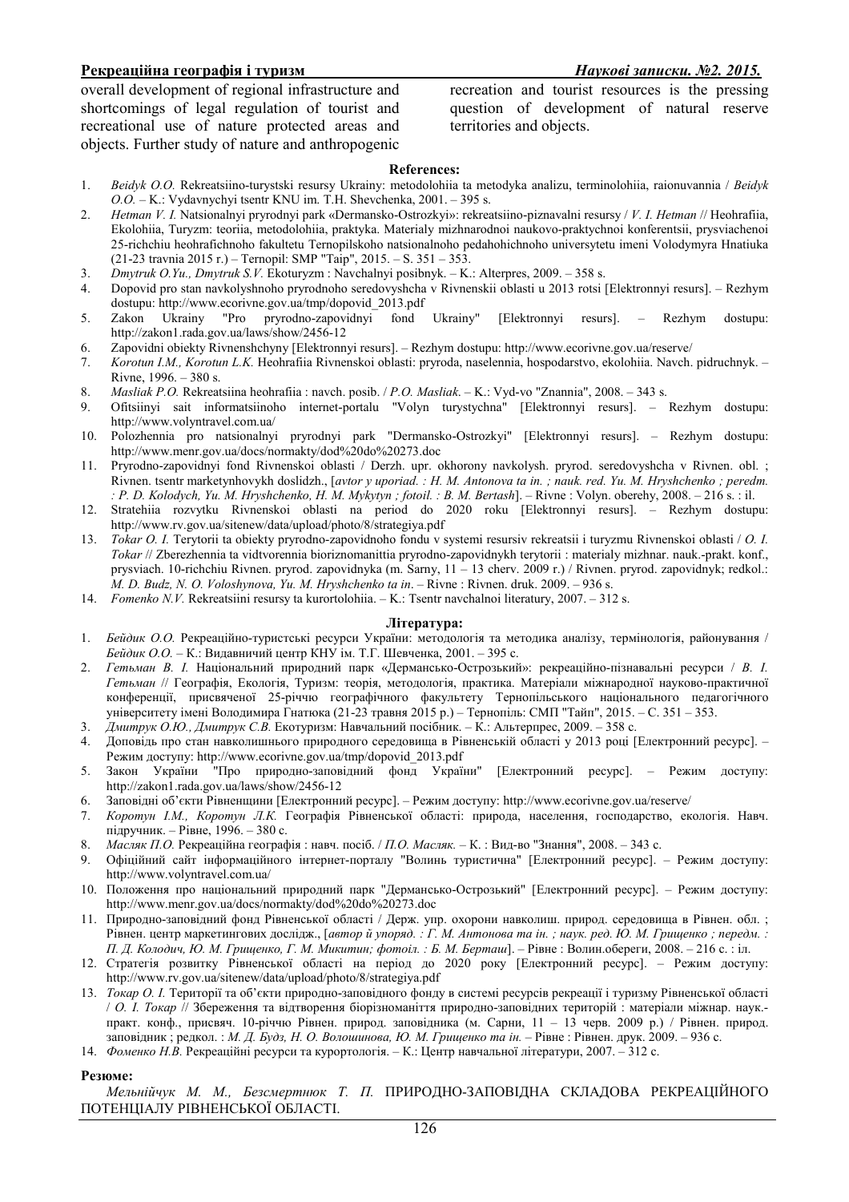overall development of regional infrastructure and shortcomings of legal regulation of tourist and recreational use of nature protected areas and objects. Further study of nature and anthropogenic recreation and tourist resources is the pressing question of development of natural reserve territories and objects.

**References:**

1. *Beidyk O.O.* Rekreatsiino-turystski resursy Ukrainy: metodolohiia ta metodyka analizu, terminolohiia, raionuvannia / *Beidyk O.O.* – K.: Vydavnychyi tsentr KNU im. T.H. Shevchenka, 2001. – 395 s.
2. *Hetman V. I.* Natsionalnyi pryrodnyi park «Dermansko-Ostrozkyi»: rekreatsiino-piznavalni resursy / *V. I. Hetman* // Heohrafiia, Ekolohiia, Turyzm: teoriia, metodolohiia, praktyka. Materialy mizhnarodnoi naukovo-praktychnoi konferentsii, prysviachenoi 25-richchiu heohrafichnoho fakultetu Ternopilskoho natsionalnoho pedahohichnoho universytetu imeni Volodymyra Hnatiuka (21-23 travnia 2015 r.) – Ternopil: SMP "Taip", 2015. – S. 351 – 353.
3. *Dmytruk O.Yu., Dmytruk S.V.* Ekoturyzm : Navchalnyi posibnyk. – K.: Alterpres, 2009. – 358 s.
4. Dopovid pro stan navkolyshnoho pryrodnoho seredovyshcha v Rivnenskii oblasti u 2013 rotsi [Elektronnyi resurs]. – Rezhym dostupu: http://www.ecorivne.gov.ua/tmp/dopovid_2013.pdf
5. Zakon Ukrainy "Pro pryrodno-zapovidnyi fond Ukrainy" [Elektronnyi resurs]. – Rezhym dostupu: http://zakon1.rada.gov.ua/laws/show/2456-12
6. Zapovidni obiekty Rivnenshchyny [Elektronnyi resurs]. – Rezhym dostupu: http://www.ecorivne.gov.ua/reserve/
7. *Korotun I.M., Korotun L.K.* Heohrafiia Rivnenskoi oblasti: pryroda, naselennia, hospodarstvo, ekolohiia. Navch. pidruchnyk. – Rivne, 1996. – 380 s.
8. *Masliak P.O.* Rekreatsiina heohrafiia : navch. posib. / *P.O. Masliak*. – K.: Vyd-vo "Znannia", 2008. – 343 s.
9. Ofitsiinyi sait informatsiinoho internet-portalu "Volyn turystychna" [Elektronnyi resurs]. – Rezhym dostupu: http://www.volyntravel.com.ua/
10. Polozhennia pro natsionalnyi pryrodnyi park "Dermansko-Ostrozkyi" [Elektronnyi resurs]. – Rezhym dostupu: http://www.menr.gov.ua/docs/normakty/dod%20do%20273.doc
11. Pryrodno-zapovidnyi fond Rivnenskoi oblasti / Derzh. upr. okhorony navkolysh. pryrod. seredovyshcha v Rivnen. obl. ; Rivnen. tsentr marketynhovykh doslidzh., [*avtor y uporiad. : H. M. Antonova ta in. ; nauk. red. Yu. M. Hryshchenko ; peredm. : P. D. Kolodych, Yu. M. Hryshchenko, H. M. Mykytyn; fotoil. : B. M. Bertash*]. – Rivne : Volyn. oberehy, 2008. – 216 s. : il.
12. Stratehiia rozvytku Rivnenskoi oblasti na period do 2020 roku [Elektronnyi resurs]. – Rezhym dostupu: http://www.rv.gov.ua/sitenew/data/upload/photo/8/strategiya.pdf
13. *Tokar O. I.* Terytorii ta obiekty pryrodno-zapovidnoho fondu v systemi resursiv rekreatsii i turyzmu Rivnenskoi oblasti / *O. I. Tokar* // Zberezhennia ta vidtvorennia bioriznomanittia pryrodno-zapovidnykh terytorii : materialy mizhnar. nauk.-prakt. konf., prysviach. 10-richchiu Rivnen. pryrod. zapovidnyka (m. Sarny, 11 – 13 cherv. 2009 r.) / Rivnen. pryrod. zapovidnyk; redkol.: *M. D. Budz, N. O. Voloshynova, Yu. M. Hryshchenko ta in*. – Rivne : Rivnen. druk. 2009. – 936 s.
14. *Fomenko N.V.* Rekreatsiini resursy ta kurortolohiia. – K.: Tsentr navchalnoi literatury, 2007. – 312 s.

**Література:**

1. *Бейдик О.О.* Рекреаційно-туристські ресурси України: методологія та методика аналізу, термінологія, районування / *Бейдик О.О.* – К.: Видавничий центр КНУ ім. Т.Г. Шевченка, 2001. – 395 с.
2. *Гетьман В. І.* Національний природний парк «Дермансько-Острозький»: рекреаційно-пізнавальні ресурси / *В. І. Гетьман* // Географія, Екологія, Туризм: теорія, методологія, практика. Матеріали міжнародної науково-практичної конференції, присвяченої 25-річчю географічного факультету Тернопільського національного педагогічного університету імені Володимира Гнатюка (21-23 травня 2015 р.) – Тернопіль: СМП "Тайп", 2015. – С. 351 – 353.
3. *Дмитрук О.Ю., Дмитрук С.В.* Екотуризм: Навчальний посібник. – К.: Альтерпрес, 2009. – 358 с.
4. Доповідь про стан навколишнього природного середовища в Рівненській області у 2013 році [Електронний ресурс]. – Режим доступу: http://www.ecorivne.gov.ua/tmp/dopovid_2013.pdf
5. Закон України "Про природно-заповідний фонд України" [Електронний ресурс]. – Режим доступу: http://zakon1.rada.gov.ua/laws/show/2456-12
6. Заповідні об'єкти Рівненщини [Електронний ресурс]. – Режим доступу: http://www.ecorivne.gov.ua/reserve/
7. *Коротун І.М., Коротун Л.К.* Географія Рівненської області: природа, населення, господарство, екологія. Навч. підручник. – Рівне, 1996. – 380 с.
8. *Масляк П.О.* Рекреаційна географія : навч. посіб. / *П.О. Масляк.* – К. : Вид-во "Знання", 2008. – 343 с.
9. Офіційний сайт інформаційного інтернет-порталу "Волинь туристична" [Електронний ресурс]. – Режим доступу: http://www.volyntravel.com.ua/
10. Положення про національний природний парк "Дермансько-Острозький" [Електронний ресурс]. – Режим доступу: http://www.menr.gov.ua/docs/normakty/dod%20do%20273.doc
11. Природно-заповідний фонд Рівненської області / Держ. упр. охорони навколиш. природ. середовища в Рівнен. обл. ; Рівнен. центр маркетингових досліndж., [*автор й упоряд. : Г. М. Антонова та ін. ; наук. ред. Ю. М. Грищенко ; передм. : П. Д. Колодич, Ю. М. Грищенко, Г. М. Микитин; фотоіл. : Б. М. Берташ*]. – Рівне : Волин.обереги, 2008. – 216 с. : іл.
12. Стратегія розвитку Рівненської області на період до 2020 року [Електронний ресурс]. – Режим доступу: http://www.rv.gov.ua/sitenew/data/upload/photo/8/strategiya.pdf
13. *Токар О. І.* Території та об'єкти природно-заповідного фонду в системі ресурсів рекреації і туризму Рівненської області / *О. І. Токар* // Збереження та відтворення біорізноманіття природно-заповідних територій : матеріали міжнар. наук.-практ. конф., присвяч. 10-річчю Рівнен. природ. заповідника (м. Сарни, 11 – 13 черв. 2009 р.) / Рівнен. природ. заповідник ; редкол. : *М. Д. Будз, Н. О. Волошинова, Ю. М. Грищенко та ін.* – Рівне : Рівнен. друк. 2009. – 936 с.
14. *Фоменко Н.В.* Рекреаційні ресурси та курортологія. – К.: Центр навчальної літератури, 2007. – 312 с.

**Резюме:**

*Мельнійчук М. М., Безсмертнюк Т. П.* ПРИРОДНО-ЗАПОВІДНА СКЛАДОВА РЕКРЕАЦІЙНОГО ПОТЕНЦІАЛУ РІВНЕНСЬКОЇ ОБЛАСТІ.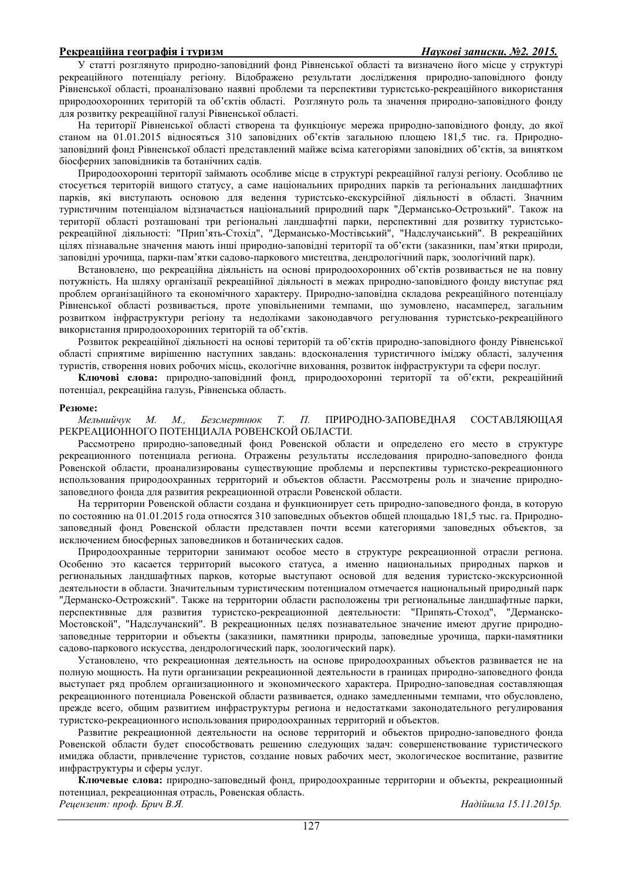У статті розглянуто природно-заповідний фонд Рівненської області та визначено його місце у структурі рекреаційного потенціалу регіону. Відображено результати дослідження природно-заповідного фонду Рівненської області, проаналізовано наявні проблеми та перспективи туристсько-рекреаційного використання природоохоронних територій та об'єктів області. Розглянуто роль та значення природно-заповідного фонду для розвитку рекреаційної галузі Рівненської області.

На території Рівненської області створена та функціонує мережа природно-заповідного фонду, до якої станом на 01.01.2015 відносяться 310 заповідних об'єктів загальною площею 181,5 тис. га. Природно-заповідний фонд Рівненської області представлений майже всіма категоріями заповідних об'єктів, за винятком біосферних заповідників та ботанічних садів.

Природоохоронні території займають особливе місце в структурі рекреаційної галузі регіону. Особливо це стосується територій вищого статусу, а саме національних природних парків та регіональних ландшафтних парків, які виступають основою для ведення туристсько-екскурсійної діяльності в області. Значним туристичним потенціалом відзначається національний природний парк "Дерманcько-Острозький". Також на території області розташовані три регіональні ландшафтні парки, перспективні для розвитку туристсько-рекреаційної діяльності: "Прип'ять-Стохід", "Дерманcько-Мостівський", "Надслучанський". В рекреаційних цілях пізнавальне значення мають інші природно-заповідні території та об'єкти (заказники, пам'ятки природи, заповідні урочища, парки-пам'ятки садово-паркового мистецтва, дендрологічний парк, зоологічний парк).

Встановлено, що рекреаційна діяльність на основі природоохоронних об'єктів розвивається не на повну потужність. На шляху організації рекреаційної діяльності в межах природно-заповідного фонду виступає ряд проблем організаційного та економічного характеру. Природно-заповідна складова рекреаційного потенціалу Рівненської області розвивається, проте уповільненими темпами, що зумовлено, насамперед, загальним розвитком інфраструктури регіону та недоліками законодавчого регулювання туристсько-рекреаційного використання природоохоронних територій та об'єктів.

Розвиток рекреаційної діяльності на основі територій та об'єктів природно-заповідного фонду Рівненської області сприятиме вирішенню наступних завдань: вдосконалення туристичного іміджу області, залучення туристів, створення нових робочих місць, екологічне виховання, розвиток інфраструктури та сфери послуг.

**Ключові слова:** природно-заповідний фонд, природоохоронні території та об'єкти, рекреаційний потенціал, рекреаційна галузь, Рівненська область.

**Резюме:**

*Мельнийчук М. М., Безсмертнюк Т. П.* ПРИРОДНО-ЗАПОВЕДНАЯ СОСТАВЛЯЮЩАЯ РЕКРЕАЦИОННОГО ПОТЕНЦИАЛА РОВЕНСКОЙ ОБЛАСТИ.

Рассмотрено природно-заповедный фонд Ровенской области и определено его место в структуре рекреационного потенциала региона. Отражены результаты исследования природно-заповедного фонда Ровенской области, проанализированы существующие проблемы и перспективы туристско-рекреационного использования природоохранных территорий и объектов области. Рассмотрены роль и значение природно-заповедного фонда для развития рекреационной отрасли Ровенской области.

На территории Ровенской области создана и функционирует сеть природно-заповедного фонда, в которую по состоянию на 01.01.2015 года относятся 310 заповедных объектов общей площадью 181,5 тыс. га. Природно-заповедный фонд Ровенской области представлен почти всеми категориями заповедных объектов, за исключением биосферных заповедников и ботанических садов.

Природоохранные территории занимают особое место в структуре рекреационной отрасли региона. Особенно это касается территорий высокого статуса, а именно национальных природных парков и региональных ландшафтных парков, которые выступают основой для ведения туристско-экскурсионной деятельности в области. Значительным туристическим потенциалом отмечается национальный природный парк "Дерманско-Острожский". Также на территории области расположены три региональные ландшафтные парки, перспективные для развития туристско-рекреационной деятельности: "Припять-Стоход", "Дерманско-Мостовской", "Надслучанский". В рекреационных целях познавательное значение имеют другие природно-заповедные территории и объекты (заказники, памятники природы, заповедные урочища, парки-памятники садово-паркового искусства, дендрологический парк, зоологический парк).

Установлено, что рекреационная деятельность на основе природоохранных объектов развивается не на полную мощность. На пути организации рекреационной деятельности в границах природно-заповедного фонда выступает ряд проблем организационного и экономического характера. Природно-заповедная составляющая рекреационного потенциала Ровенской области развивается, однако замедленными темпами, что обусловлено, прежде всего, общим развитием инфраструктуры региона и недостатками законодательного регулирования туристско-рекреационного использования природоохранных территорий и объектов.

Развитие рекреационной деятельности на основе территорий и объектов природно-заповедного фонда Ровенской области будет способствовать решению следующих задач: совершенствование туристического имиджа области, привлечение туристов, создание новых рабочих мест, экологическое воспитание, развитие инфраструктуры и сферы услуг.

**Ключевые слова:** природно-заповедный фонд, природоохранные территории и объекты, рекреационный потенциал, рекреационная отрасль, Ровенская область.

*Рецензент: проф. Брич В.Я.* *Надійшла 15.11.2015р.*